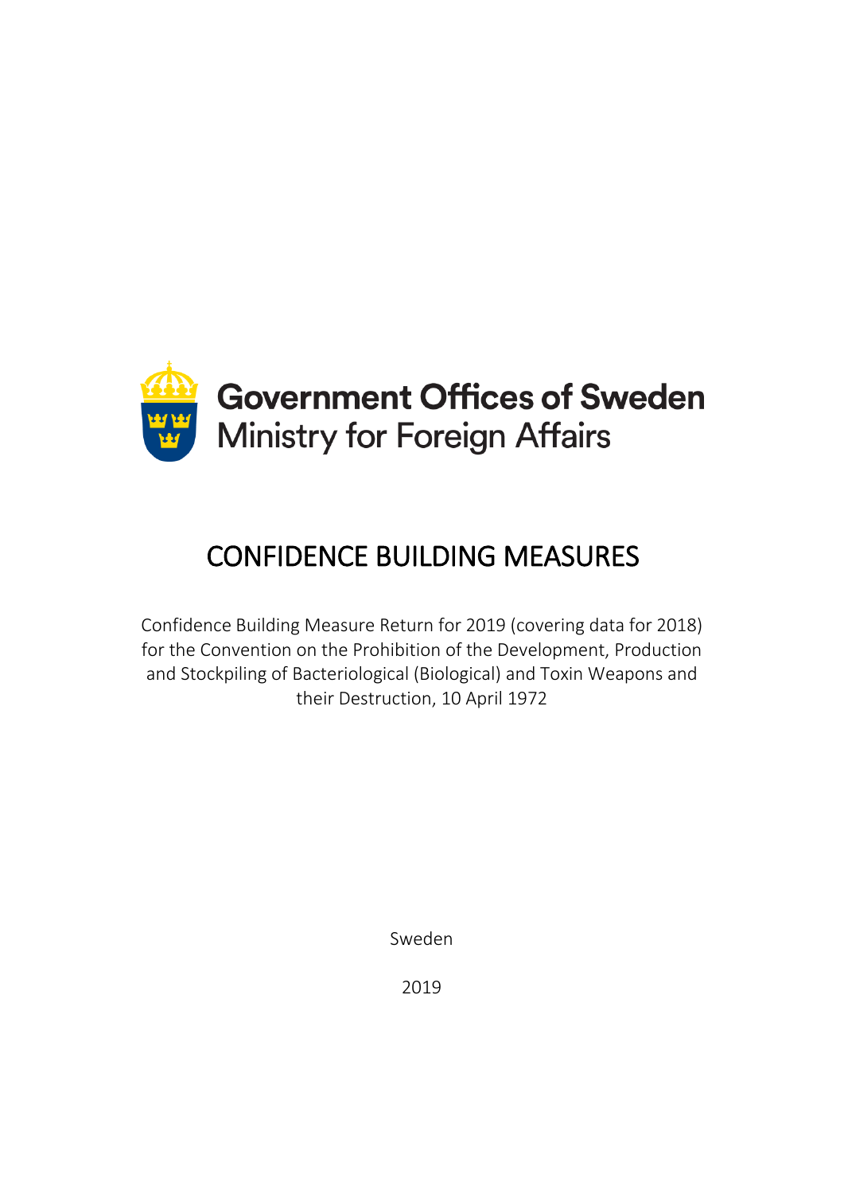Government Offices of Sweden
Ministry for Foreign Affairs

# CONFIDENCE BUILDING MEASURES

Confidence Building Measure Return for 2019 (covering data for 2018) for the Convention on the Prohibition of the Development, Production and Stockpiling of Bacteriological (Biological) and Toxin Weapons and their Destruction, 10 April 1972

Sweden

2019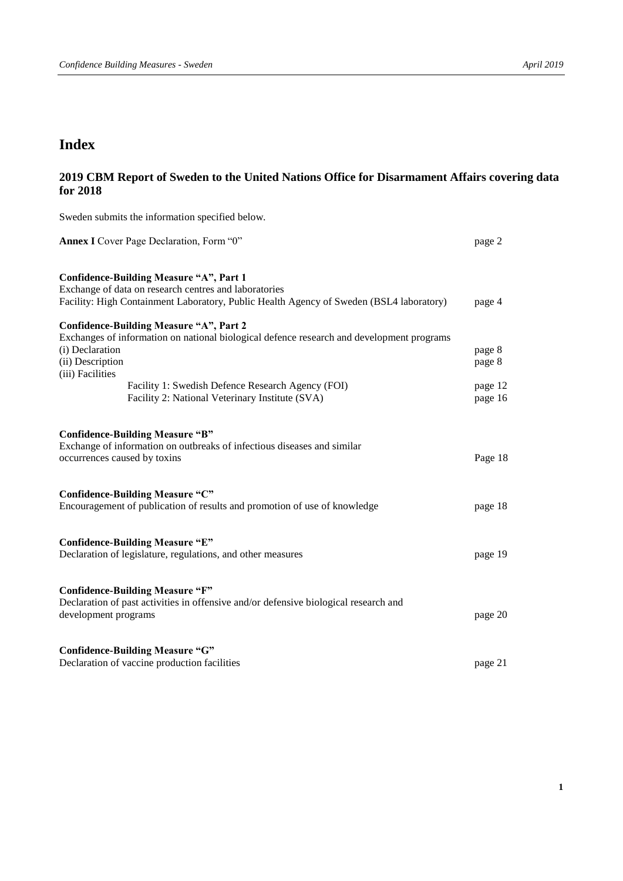# Index

## 2019 CBM Report of Sweden to the United Nations Office for Disarmament Affairs covering data for 2018

Sweden submits the information specified below.

| | |
|---|---|
| **Annex I** Cover Page Declaration, Form "0" | page 2 |
| **Confidence-Building Measure "A", Part 1**<br>Exchange of data on research centres and laboratories<br>Facility: High Containment Laboratory, Public Health Agency of Sweden (BSL4 laboratory) | page 4 |
| **Confidence-Building Measure "A", Part 2**<br>Exchanges of information on national biological defence research and development programs | |
| (i) Declaration | page 8 |
| (ii) Description | page 8 |
| (iii) Facilities | |
| Facility 1: Swedish Defence Research Agency (FOI) | page 12 |
| Facility 2: National Veterinary Institute (SVA) | page 16 |
| **Confidence-Building Measure "B"**<br>Exchange of information on outbreaks of infectious diseases and similar occurrences caused by toxins | Page 18 |
| **Confidence-Building Measure "C"**<br>Encouragement of publication of results and promotion of use of knowledge | page 18 |
| **Confidence-Building Measure "E"**<br>Declaration of legislature, regulations, and other measures | page 19 |
| **Confidence-Building Measure "F"**<br>Declaration of past activities in offensive and/or defensive biological research and development programs | page 20 |
| **Confidence-Building Measure "G"**<br>Declaration of vaccine production facilities | page 21 |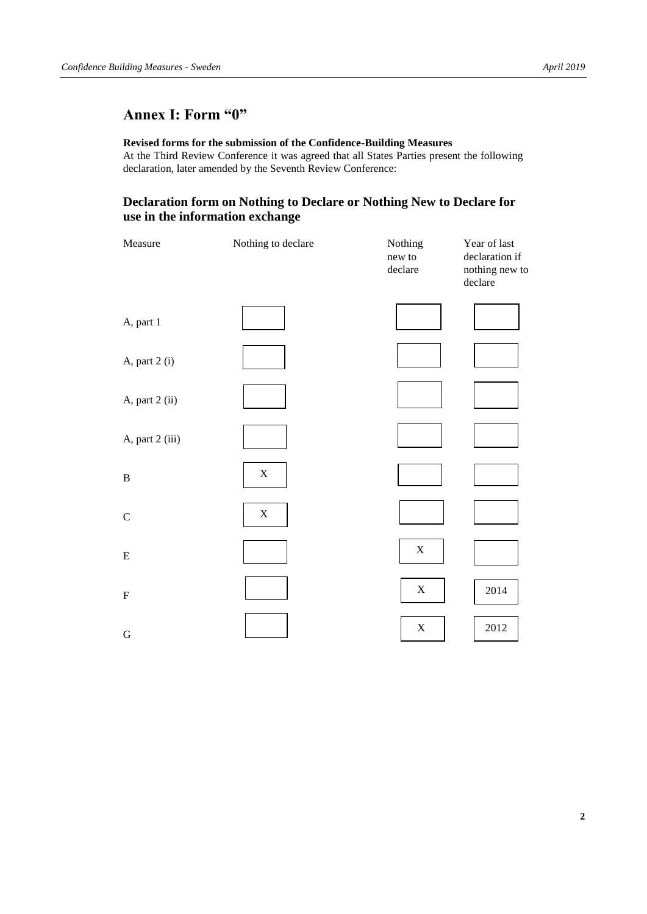## Annex I: Form "0"

**Revised forms for the submission of the Confidence-Building Measures**

At the Third Review Conference it was agreed that all States Parties present the following declaration, later amended by the Seventh Review Conference:

### Declaration form on Nothing to Declare or Nothing New to Declare for use in the information exchange

| Measure | Nothing to declare | Nothing new to declare | Year of last declaration if nothing new to declare |
|---|---|---|---|
| A, part 1 | | | |
| A, part 2 (i) | | | |
| A, part 2 (ii) | | | |
| A, part 2 (iii) | | | |
| B | X | | |
| C | X | | |
| E | | X | |
| F | | X | 2014 |
| G | | X | 2012 |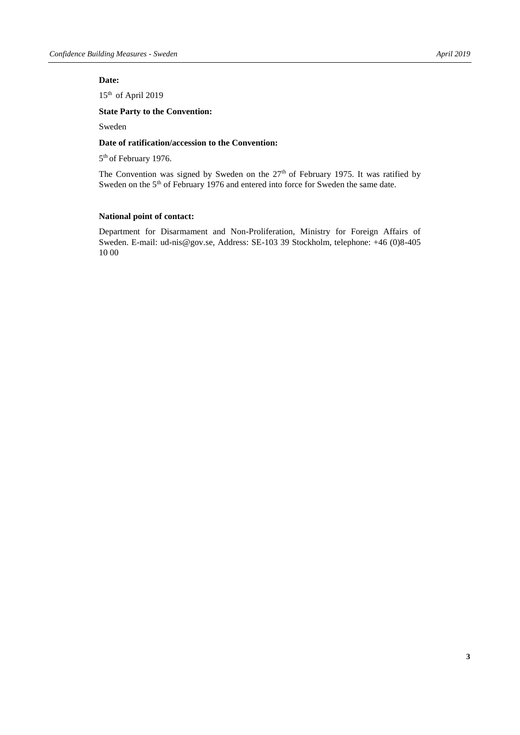**Date:**

15th of April 2019

**State Party to the Convention:**

Sweden

**Date of ratification/accession to the Convention:**

5th of February 1976.

The Convention was signed by Sweden on the 27th of February 1975. It was ratified by Sweden on the 5th of February 1976 and entered into force for Sweden the same date.

**National point of contact:**

Department for Disarmament and Non-Proliferation, Ministry for Foreign Affairs of Sweden. E-mail: ud-nis@gov.se, Address: SE-103 39 Stockholm, telephone: +46 (0)8-405 10 00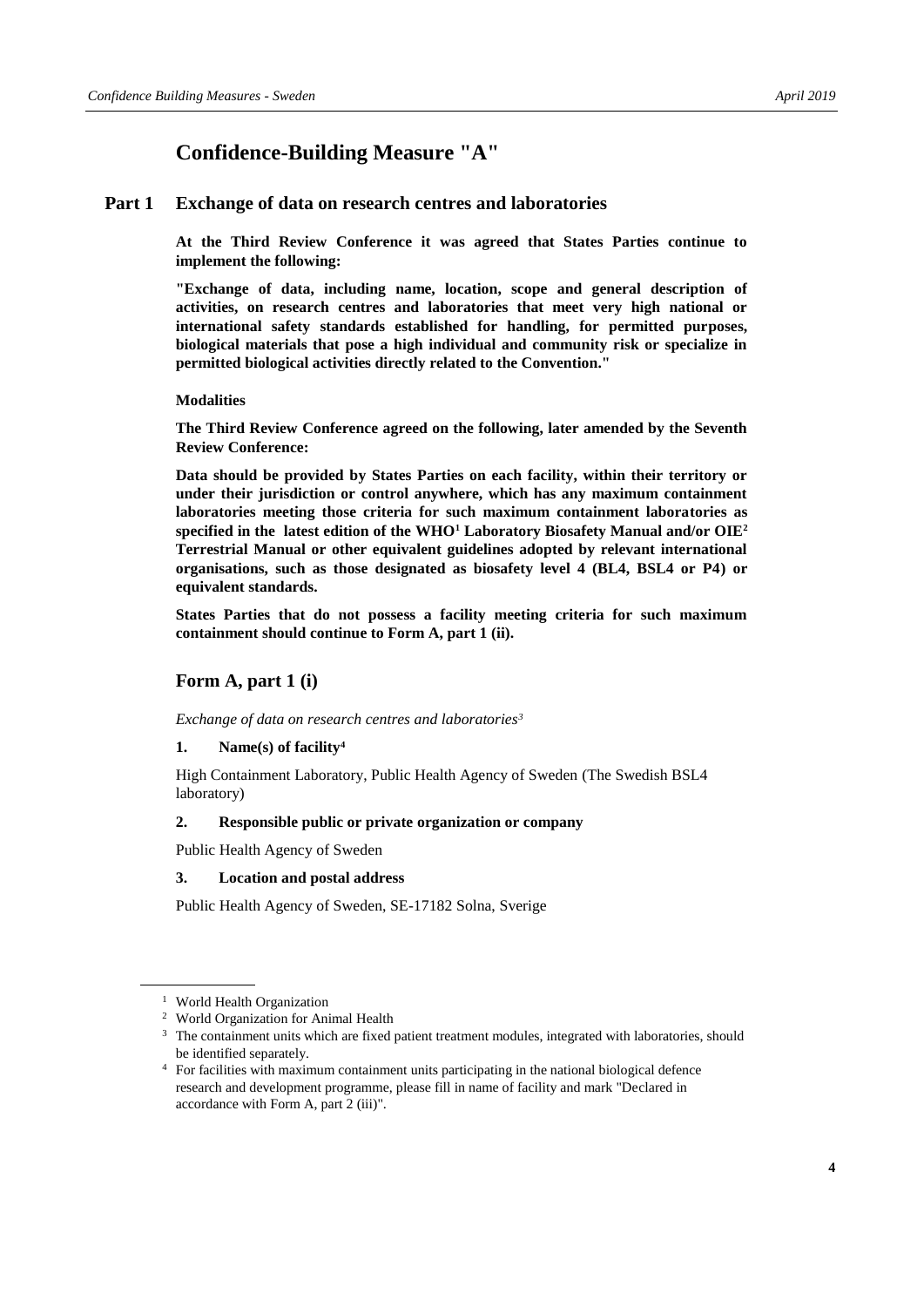# Confidence-Building Measure "A"

## Part 1 Exchange of data on research centres and laboratories

**At the Third Review Conference it was agreed that States Parties continue to implement the following:**

**"Exchange of data, including name, location, scope and general description of activities, on research centres and laboratories that meet very high national or international safety standards established for handling, for permitted purposes, biological materials that pose a high individual and community risk or specialize in permitted biological activities directly related to the Convention."**

**Modalities**

**The Third Review Conference agreed on the following, later amended by the Seventh Review Conference:**

**Data should be provided by States Parties on each facility, within their territory or under their jurisdiction or control anywhere, which has any maximum containment laboratories meeting those criteria for such maximum containment laboratories as specified in the latest edition of the WHO[1] Laboratory Biosafety Manual and/or OIE[2] Terrestrial Manual or other equivalent guidelines adopted by relevant international organisations, such as those designated as biosafety level 4 (BL4, BSL4 or P4) or equivalent standards.**

**States Parties that do not possess a facility meeting criteria for such maximum containment should continue to Form A, part 1 (ii).**

## Form A, part 1 (i)

*Exchange of data on research centres and laboratories[3]*

**1. Name(s) of facility[4]**

High Containment Laboratory, Public Health Agency of Sweden (The Swedish BSL4 laboratory)

**2. Responsible public or private organization or company**

Public Health Agency of Sweden

**3. Location and postal address**

Public Health Agency of Sweden, SE-17182 Solna, Sverige

---

[1] World Health Organization

[2] World Organization for Animal Health

[3] The containment units which are fixed patient treatment modules, integrated with laboratories, should be identified separately.

[4] For facilities with maximum containment units participating in the national biological defence research and development programme, please fill in name of facility and mark "Declared in accordance with Form A, part 2 (iii)".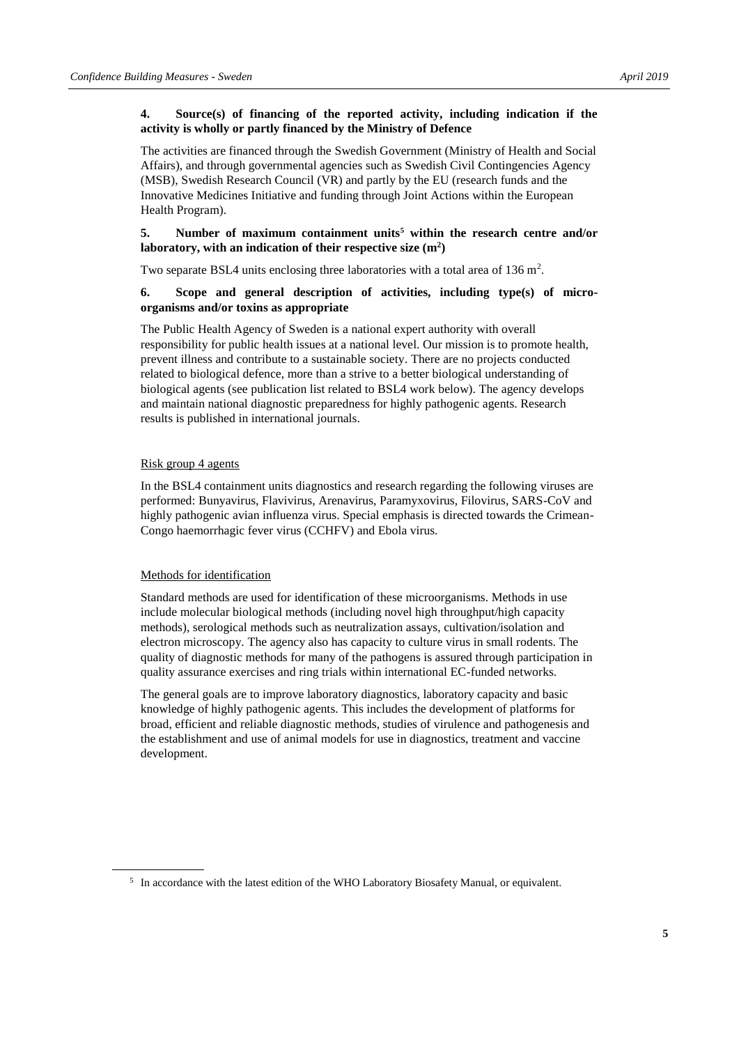**4. Source(s) of financing of the reported activity, including indication if the activity is wholly or partly financed by the Ministry of Defence**

The activities are financed through the Swedish Government (Ministry of Health and Social Affairs), and through governmental agencies such as Swedish Civil Contingencies Agency (MSB), Swedish Research Council (VR) and partly by the EU (research funds and the Innovative Medicines Initiative and funding through Joint Actions within the European Health Program).

**5. Number of maximum containment units[5] within the research centre and/or laboratory, with an indication of their respective size ($m^2$)**

Two separate BSL4 units enclosing three laboratories with a total area of 136 $m^2$.

**6. Scope and general description of activities, including type(s) of micro-organisms and/or toxins as appropriate**

The Public Health Agency of Sweden is a national expert authority with overall responsibility for public health issues at a national level. Our mission is to promote health, prevent illness and contribute to a sustainable society. There are no projects conducted related to biological defence, more than a strive to a better biological understanding of biological agents (see publication list related to BSL4 work below). The agency develops and maintain national diagnostic preparedness for highly pathogenic agents. Research results is published in international journals.

Risk group 4 agents

In the BSL4 containment units diagnostics and research regarding the following viruses are performed: Bunyavirus, Flavivirus, Arenavirus, Paramyxovirus, Filovirus, SARS-CoV and highly pathogenic avian influenza virus. Special emphasis is directed towards the Crimean-Congo haemorrhagic fever virus (CCHFV) and Ebola virus.

Methods for identification

Standard methods are used for identification of these microorganisms. Methods in use include molecular biological methods (including novel high throughput/high capacity methods), serological methods such as neutralization assays, cultivation/isolation and electron microscopy. The agency also has capacity to culture virus in small rodents. The quality of diagnostic methods for many of the pathogens is assured through participation in quality assurance exercises and ring trials within international EC-funded networks.

The general goals are to improve laboratory diagnostics, laboratory capacity and basic knowledge of highly pathogenic agents. This includes the development of platforms for broad, efficient and reliable diagnostic methods, studies of virulence and pathogenesis and the establishment and use of animal models for use in diagnostics, treatment and vaccine development.

[5] In accordance with the latest edition of the WHO Laboratory Biosafety Manual, or equivalent.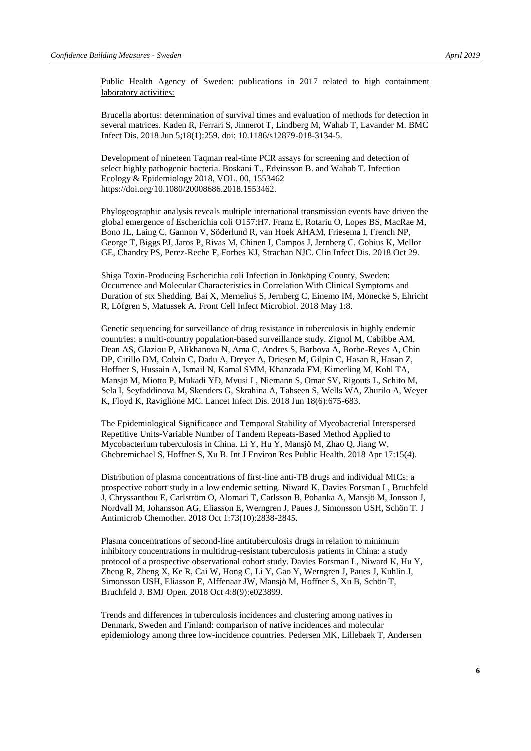Public Health Agency of Sweden: publications in 2017 related to high containment laboratory activities:

Brucella abortus: determination of survival times and evaluation of methods for detection in several matrices. Kaden R, Ferrari S, Jinnerot T, Lindberg M, Wahab T, Lavander M. BMC Infect Dis. 2018 Jun 5;18(1):259. doi: 10.1186/s12879-018-3134-5.

Development of nineteen Taqman real-time PCR assays for screening and detection of select highly pathogenic bacteria. Boskani T., Edvinsson B. and Wahab T. Infection Ecology & Epidemiology 2018, VOL. 00, 1553462 https://doi.org/10.1080/20008686.2018.1553462.

Phylogeographic analysis reveals multiple international transmission events have driven the global emergence of Escherichia coli O157:H7. Franz E, Rotariu O, Lopes BS, MacRae M, Bono JL, Laing C, Gannon V, Söderlund R, van Hoek AHAM, Friesema I, French NP, George T, Biggs PJ, Jaros P, Rivas M, Chinen I, Campos J, Jernberg C, Gobius K, Mellor GE, Chandry PS, Perez-Reche F, Forbes KJ, Strachan NJC. Clin Infect Dis. 2018 Oct 29.

Shiga Toxin-Producing Escherichia coli Infection in Jönköping County, Sweden: Occurrence and Molecular Characteristics in Correlation With Clinical Symptoms and Duration of stx Shedding. Bai X, Mernelius S, Jernberg C, Einemo IM, Monecke S, Ehricht R, Löfgren S, Matussek A. Front Cell Infect Microbiol. 2018 May 1:8.

Genetic sequencing for surveillance of drug resistance in tuberculosis in highly endemic countries: a multi-country population-based surveillance study. Zignol M, Cabibbe AM, Dean AS, Glaziou P, Alikhanova N, Ama C, Andres S, Barbova A, Borbe-Reyes A, Chin DP, Cirillo DM, Colvin C, Dadu A, Dreyer A, Driesen M, Gilpin C, Hasan R, Hasan Z, Hoffner S, Hussain A, Ismail N, Kamal SMM, Khanzada FM, Kimerling M, Kohl TA, Mansjö M, Miotto P, Mukadi YD, Mvusi L, Niemann S, Omar SV, Rigouts L, Schito M, Sela I, Seyfaddinova M, Skenders G, Skrahina A, Tahseen S, Wells WA, Zhurilo A, Weyer K, Floyd K, Raviglione MC. Lancet Infect Dis. 2018 Jun 18(6):675-683.

The Epidemiological Significance and Temporal Stability of Mycobacterial Interspersed Repetitive Units-Variable Number of Tandem Repeats-Based Method Applied to Mycobacterium tuberculosis in China. Li Y, Hu Y, Mansjö M, Zhao Q, Jiang W, Ghebremichael S, Hoffner S, Xu B. Int J Environ Res Public Health. 2018 Apr 17:15(4).

Distribution of plasma concentrations of first-line anti-TB drugs and individual MICs: a prospective cohort study in a low endemic setting. Niward K, Davies Forsman L, Bruchfeld J, Chryssanthou E, Carlström O, Alomari T, Carlsson B, Pohanka A, Mansjö M, Jonsson J, Nordvall M, Johansson AG, Eliasson E, Werngren J, Paues J, Simonsson USH, Schön T. J Antimicrob Chemother. 2018 Oct 1:73(10):2838-2845.

Plasma concentrations of second-line antituberculosis drugs in relation to minimum inhibitory concentrations in multidrug-resistant tuberculosis patients in China: a study protocol of a prospective observational cohort study. Davies Forsman L, Niward K, Hu Y, Zheng R, Zheng X, Ke R, Cai W, Hong C, Li Y, Gao Y, Werngren J, Paues J, Kuhlin J, Simonsson USH, Eliasson E, Alffenaar JW, Mansjö M, Hoffner S, Xu B, Schön T, Bruchfeld J. BMJ Open. 2018 Oct 4:8(9):e023899.

Trends and differences in tuberculosis incidences and clustering among natives in Denmark, Sweden and Finland: comparison of native incidences and molecular epidemiology among three low-incidence countries. Pedersen MK, Lillebaek T, Andersen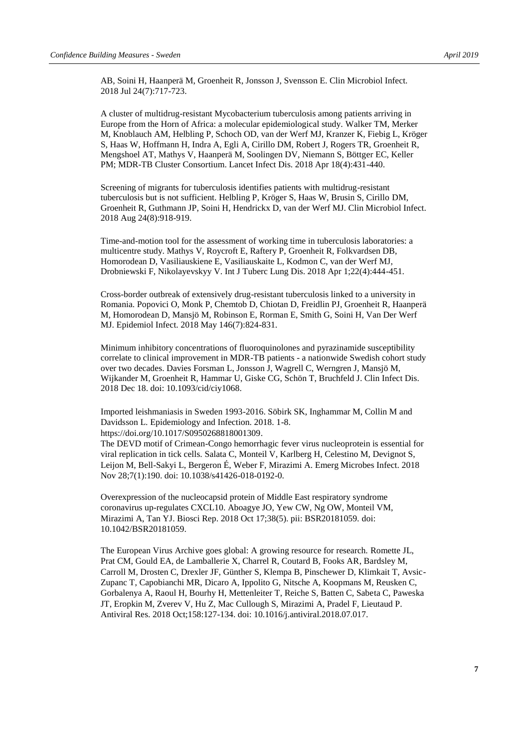AB, Soini H, Haanperä M, Groenheit R, Jonsson J, Svensson E. Clin Microbiol Infect. 2018 Jul 24(7):717-723.

A cluster of multidrug-resistant Mycobacterium tuberculosis among patients arriving in Europe from the Horn of Africa: a molecular epidemiological study. Walker TM, Merker M, Knoblauch AM, Helbling P, Schoch OD, van der Werf MJ, Kranzer K, Fiebig L, Kröger S, Haas W, Hoffmann H, Indra A, Egli A, Cirillo DM, Robert J, Rogers TR, Groenheit R, Mengshoel AT, Mathys V, Haanperä M, Soolingen DV, Niemann S, Böttger EC, Keller PM; MDR-TB Cluster Consortium. Lancet Infect Dis. 2018 Apr 18(4):431-440.

Screening of migrants for tuberculosis identifies patients with multidrug-resistant tuberculosis but is not sufficient. Helbling P, Kröger S, Haas W, Brusin S, Cirillo DM, Groenheit R, Guthmann JP, Soini H, Hendrickx D, van der Werf MJ. Clin Microbiol Infect. 2018 Aug 24(8):918-919.

Time-and-motion tool for the assessment of working time in tuberculosis laboratories: a multicentre study. Mathys V, Roycroft E, Raftery P, Groenheit R, Folkvardsen DB, Homorodean D, Vasiliauskiene E, Vasiliauskaite L, Kodmon C, van der Werf MJ, Drobniewski F, Nikolayevskyy V. Int J Tuberc Lung Dis. 2018 Apr 1;22(4):444-451.

Cross-border outbreak of extensively drug-resistant tuberculosis linked to a university in Romania. Popovici O, Monk P, Chemtob D, Chiotan D, Freidlin PJ, Groenheit R, Haanperä M, Homorodean D, Mansjö M, Robinson E, Rorman E, Smith G, Soini H, Van Der Werf MJ. Epidemiol Infect. 2018 May 146(7):824-831.

Minimum inhibitory concentrations of fluoroquinolones and pyrazinamide susceptibility correlate to clinical improvement in MDR-TB patients - a nationwide Swedish cohort study over two decades. Davies Forsman L, Jonsson J, Wagrell C, Werngren J, Mansjö M, Wijkander M, Groenheit R, Hammar U, Giske CG, Schön T, Bruchfeld J. Clin Infect Dis. 2018 Dec 18. doi: 10.1093/cid/ciy1068.

Imported leishmaniasis in Sweden 1993-2016. Söbirk SK, Inghammar M, Collin M and Davidsson L. Epidemiology and Infection. 2018. 1-8. https://doi.org/10.1017/S0950268818001309.

The DEVD motif of Crimean-Congo hemorrhagic fever virus nucleoprotein is essential for viral replication in tick cells. Salata C, Monteil V, Karlberg H, Celestino M, Devignot S, Leijon M, Bell-Sakyi L, Bergeron É, Weber F, Mirazimi A. Emerg Microbes Infect. 2018 Nov 28;7(1):190. doi: 10.1038/s41426-018-0192-0.

Overexpression of the nucleocapsid protein of Middle East respiratory syndrome coronavirus up-regulates CXCL10. Aboagye JO, Yew CW, Ng OW, Monteil VM, Mirazimi A, Tan YJ. Biosci Rep. 2018 Oct 17;38(5). pii: BSR20181059. doi: 10.1042/BSR20181059.

The European Virus Archive goes global: A growing resource for research. Romette JL, Prat CM, Gould EA, de Lamballerie X, Charrel R, Coutard B, Fooks AR, Bardsley M, Carroll M, Drosten C, Drexler JF, Günther S, Klempa B, Pinschewer D, Klimkait T, Avsic-Zupanc T, Capobianchi MR, Dicaro A, Ippolito G, Nitsche A, Koopmans M, Reusken C, Gorbalenya A, Raoul H, Bourhy H, Mettenleiter T, Reiche S, Batten C, Sabeta C, Paweska JT, Eropkin M, Zverev V, Hu Z, Mac Cullough S, Mirazimi A, Pradel F, Lieutaud P. Antiviral Res. 2018 Oct;158:127-134. doi: 10.1016/j.antiviral.2018.07.017.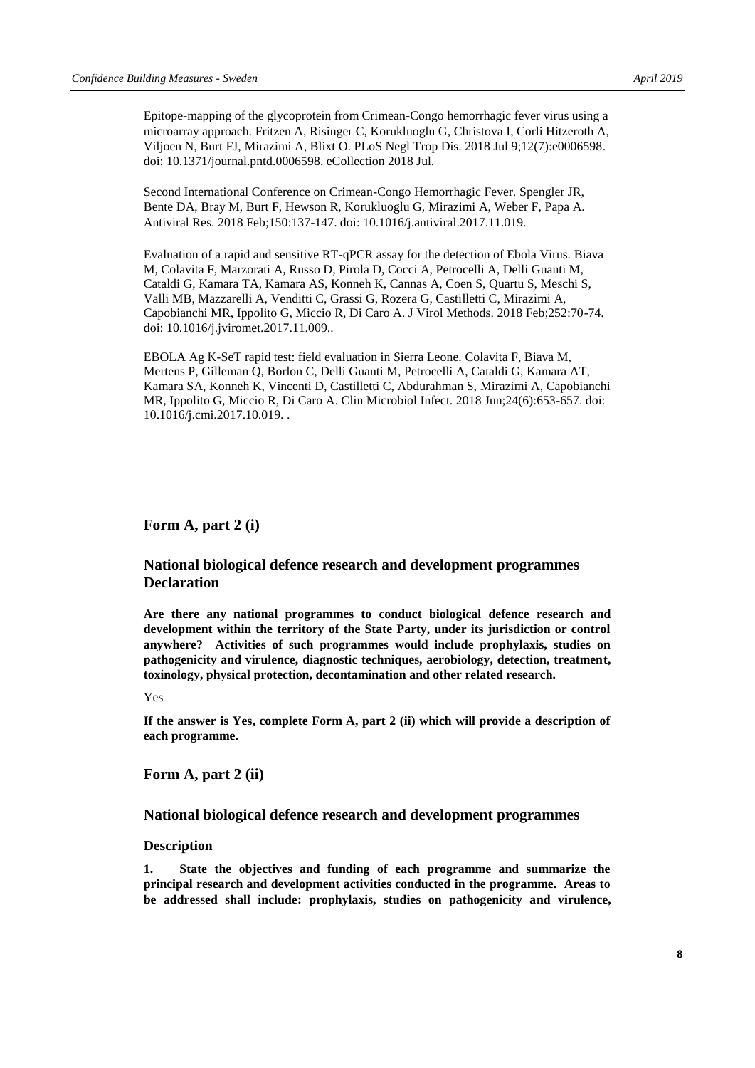Epitope-mapping of the glycoprotein from Crimean-Congo hemorrhagic fever virus using a microarray approach. Fritzen A, Risinger C, Korukluoglu G, Christova I, Corli Hitzeroth A, Viljoen N, Burt FJ, Mirazimi A, Blixt O. PLoS Negl Trop Dis. 2018 Jul 9;12(7):e0006598. doi: 10.1371/journal.pntd.0006598. eCollection 2018 Jul.

Second International Conference on Crimean-Congo Hemorrhagic Fever. Spengler JR, Bente DA, Bray M, Burt F, Hewson R, Korukluoglu G, Mirazimi A, Weber F, Papa A. Antiviral Res. 2018 Feb;150:137-147. doi: 10.1016/j.antiviral.2017.11.019.

Evaluation of a rapid and sensitive RT-qPCR assay for the detection of Ebola Virus. Biava M, Colavita F, Marzorati A, Russo D, Pirola D, Cocci A, Petrocelli A, Delli Guanti M, Cataldi G, Kamara TA, Kamara AS, Konneh K, Cannas A, Coen S, Quartu S, Meschi S, Valli MB, Mazzarelli A, Venditti C, Grassi G, Rozera G, Castilletti C, Mirazimi A, Capobianchi MR, Ippolito G, Miccio R, Di Caro A. J Virol Methods. 2018 Feb;252:70-74. doi: 10.1016/j.jviromet.2017.11.009..

EBOLA Ag K-SeT rapid test: field evaluation in Sierra Leone. Colavita F, Biava M, Mertens P, Gilleman Q, Borlon C, Delli Guanti M, Petrocelli A, Cataldi G, Kamara AT, Kamara SA, Konneh K, Vincenti D, Castilletti C, Abdurahman S, Mirazimi A, Capobianchi MR, Ippolito G, Miccio R, Di Caro A. Clin Microbiol Infect. 2018 Jun;24(6):653-657. doi: 10.1016/j.cmi.2017.10.019. .

## Form A, part 2 (i)

## National biological defence research and development programmes Declaration

**Are there any national programmes to conduct biological defence research and development within the territory of the State Party, under its jurisdiction or control anywhere? Activities of such programmes would include prophylaxis, studies on pathogenicity and virulence, diagnostic techniques, aerobiology, detection, treatment, toxinology, physical protection, decontamination and other related research.**

Yes

**If the answer is Yes, complete Form A, part 2 (ii) which will provide a description of each programme.**

## Form A, part 2 (ii)

## National biological defence research and development programmes

### Description

**1. State the objectives and funding of each programme and summarize the principal research and development activities conducted in the programme. Areas to be addressed shall include: prophylaxis, studies on pathogenicity and virulence,**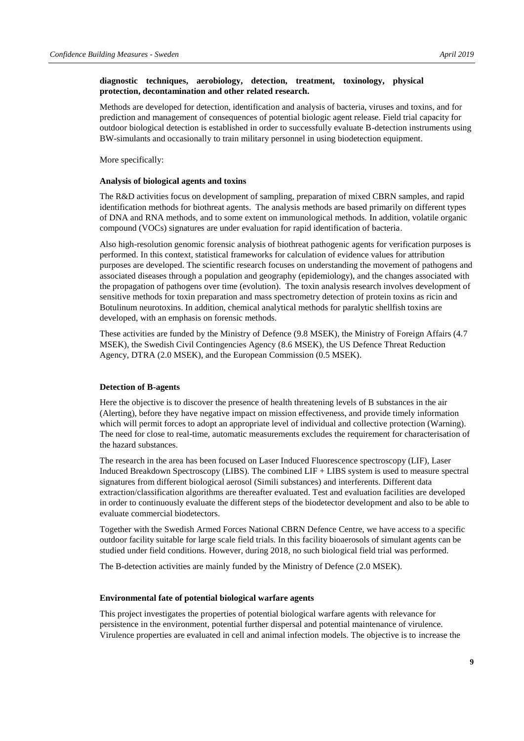**diagnostic techniques, aerobiology, detection, treatment, toxinology, physical protection, decontamination and other related research.**

Methods are developed for detection, identification and analysis of bacteria, viruses and toxins, and for prediction and management of consequences of potential biologic agent release. Field trial capacity for outdoor biological detection is established in order to successfully evaluate B-detection instruments using BW-simulants and occasionally to train military personnel in using biodetection equipment.

More specifically:

**Analysis of biological agents and toxins**

The R&D activities focus on development of sampling, preparation of mixed CBRN samples, and rapid identification methods for biothreat agents. The analysis methods are based primarily on different types of DNA and RNA methods, and to some extent on immunological methods. In addition, volatile organic compound (VOCs) signatures are under evaluation for rapid identification of bacteria.

Also high-resolution genomic forensic analysis of biothreat pathogenic agents for verification purposes is performed. In this context, statistical frameworks for calculation of evidence values for attribution purposes are developed. The scientific research focuses on understanding the movement of pathogens and associated diseases through a population and geography (epidemiology), and the changes associated with the propagation of pathogens over time (evolution). The toxin analysis research involves development of sensitive methods for toxin preparation and mass spectrometry detection of protein toxins as ricin and Botulinum neurotoxins. In addition, chemical analytical methods for paralytic shellfish toxins are developed, with an emphasis on forensic methods.

These activities are funded by the Ministry of Defence (9.8 MSEK), the Ministry of Foreign Affairs (4.7 MSEK), the Swedish Civil Contingencies Agency (8.6 MSEK), the US Defence Threat Reduction Agency, DTRA (2.0 MSEK), and the European Commission (0.5 MSEK).

**Detection of B-agents**

Here the objective is to discover the presence of health threatening levels of B substances in the air (Alerting), before they have negative impact on mission effectiveness, and provide timely information which will permit forces to adopt an appropriate level of individual and collective protection (Warning). The need for close to real-time, automatic measurements excludes the requirement for characterisation of the hazard substances.

The research in the area has been focused on Laser Induced Fluorescence spectroscopy (LIF), Laser Induced Breakdown Spectroscopy (LIBS). The combined LIF + LIBS system is used to measure spectral signatures from different biological aerosol (Simili substances) and interferents. Different data extraction/classification algorithms are thereafter evaluated. Test and evaluation facilities are developed in order to continuously evaluate the different steps of the biodetector development and also to be able to evaluate commercial biodetectors.

Together with the Swedish Armed Forces National CBRN Defence Centre, we have access to a specific outdoor facility suitable for large scale field trials. In this facility bioaerosols of simulant agents can be studied under field conditions. However, during 2018, no such biological field trial was performed.

The B-detection activities are mainly funded by the Ministry of Defence (2.0 MSEK).

**Environmental fate of potential biological warfare agents**

This project investigates the properties of potential biological warfare agents with relevance for persistence in the environment, potential further dispersal and potential maintenance of virulence. Virulence properties are evaluated in cell and animal infection models. The objective is to increase the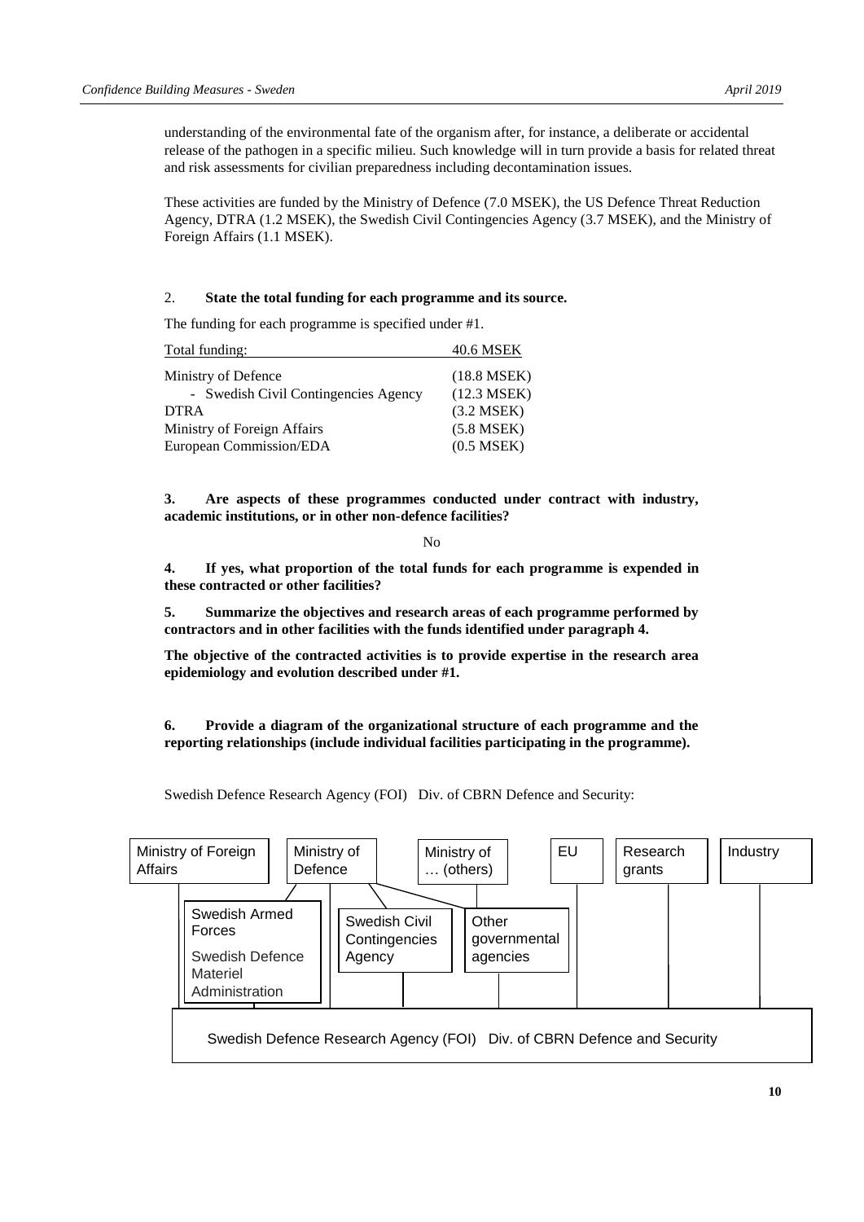understanding of the environmental fate of the organism after, for instance, a deliberate or accidental release of the pathogen in a specific milieu. Such knowledge will in turn provide a basis for related threat and risk assessments for civilian preparedness including decontamination issues.

These activities are funded by the Ministry of Defence (7.0 MSEK), the US Defence Threat Reduction Agency, DTRA (1.2 MSEK), the Swedish Civil Contingencies Agency (3.7 MSEK), and the Ministry of Foreign Affairs (1.1 MSEK).

2. **State the total funding for each programme and its source.**

The funding for each programme is specified under #1.

| Total funding: | 40.6 MSEK |
|---|---|
| Ministry of Defence | (18.8 MSEK) |
| - Swedish Civil Contingencies Agency | (12.3 MSEK) |
| DTRA | (3.2 MSEK) |
| Ministry of Foreign Affairs | (5.8 MSEK) |
| European Commission/EDA | (0.5 MSEK) |

**3. Are aspects of these programmes conducted under contract with industry, academic institutions, or in other non-defence facilities?**

No

**4. If yes, what proportion of the total funds for each programme is expended in these contracted or other facilities?**

**5. Summarize the objectives and research areas of each programme performed by contractors and in other facilities with the funds identified under paragraph 4.**

**The objective of the contracted activities is to provide expertise in the research area epidemiology and evolution described under #1.**

**6. Provide a diagram of the organizational structure of each programme and the reporting relationships (include individual facilities participating in the programme).**

Swedish Defence Research Agency (FOI) Div. of CBRN Defence and Security:

Ministry of Foreign Affairs | Ministry of Defence | Ministry of … (others) | EU | Research grants | Industry

Swedish Armed Forces, Swedish Defence Materiel Administration | Swedish Civil Contingencies Agency | Other governmental agencies

Swedish Defence Research Agency (FOI) Div. of CBRN Defence and Security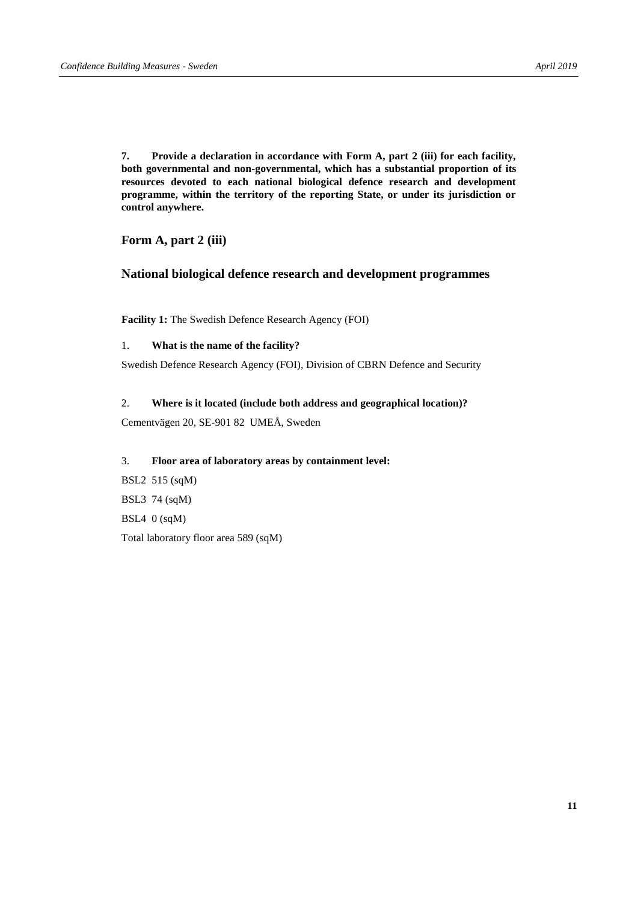**7. Provide a declaration in accordance with Form A, part 2 (iii) for each facility, both governmental and non-governmental, which has a substantial proportion of its resources devoted to each national biological defence research and development programme, within the territory of the reporting State, or under its jurisdiction or control anywhere.**

## Form A, part 2 (iii)

## National biological defence research and development programmes

**Facility 1:** The Swedish Defence Research Agency (FOI)

1. **What is the name of the facility?**

Swedish Defence Research Agency (FOI), Division of CBRN Defence and Security

2. **Where is it located (include both address and geographical location)?**

Cementvägen 20, SE-901 82 UMEÅ, Sweden

3. **Floor area of laboratory areas by containment level:**

BSL2 515 (sqM)

BSL3 74 (sqM)

BSL4 0 (sqM)

Total laboratory floor area 589 (sqM)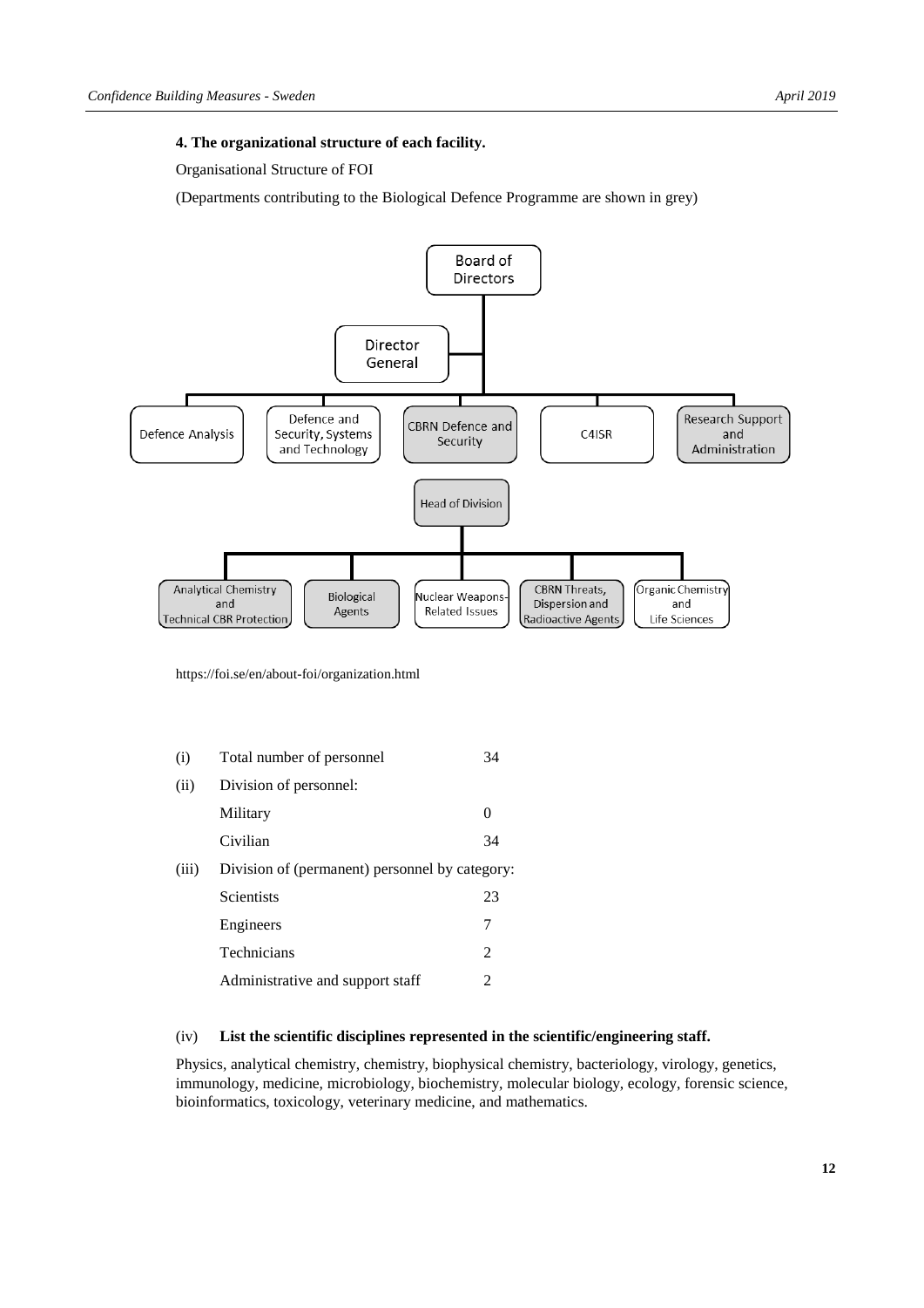**4. The organizational structure of each facility.**

Organisational Structure of FOI

(Departments contributing to the Biological Defence Programme are shown in grey)

Board of Directors

Director General

Defence Analysis | Defence and Security, Systems and Technology | CBRN Defence and Security | C4ISR | Research Support and Administration

Head of Division

Analytical Chemistry and Technical CBR Protection | Biological Agents | Nuclear Weapons-Related Issues | CBRN Threats, Dispersion and Radioactive Agents | Organic Chemistry and Life Sciences

https://foi.se/en/about-foi/organization.html

| | | |
|---|---|---|
| (i) | Total number of personnel | 34 |
| (ii) | Division of personnel: | |
| | Military | 0 |
| | Civilian | 34 |
| (iii) | Division of (permanent) personnel by category: | |
| | Scientists | 23 |
| | Engineers | 7 |
| | Technicians | 2 |
| | Administrative and support staff | 2 |

(iv) **List the scientific disciplines represented in the scientific/engineering staff.**

Physics, analytical chemistry, chemistry, biophysical chemistry, bacteriology, virology, genetics, immunology, medicine, microbiology, biochemistry, molecular biology, ecology, forensic science, bioinformatics, toxicology, veterinary medicine, and mathematics.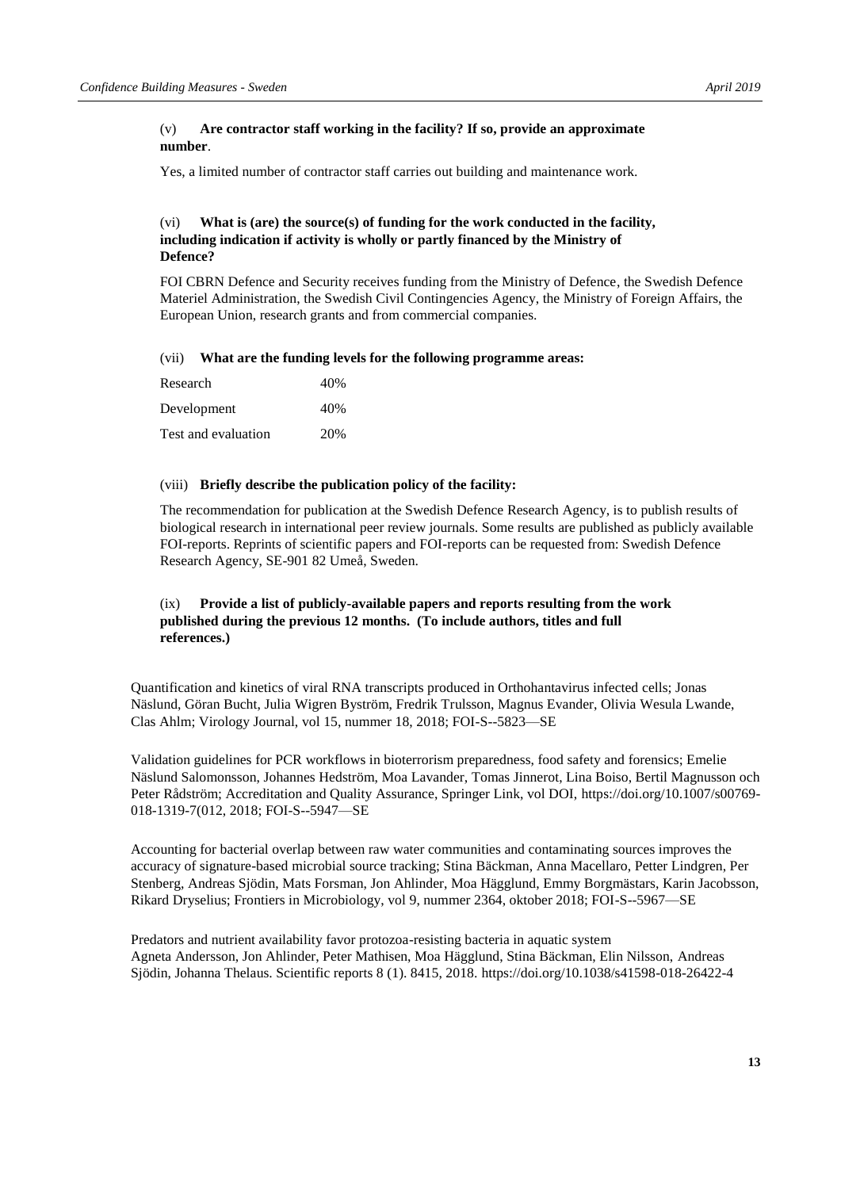(v) **Are contractor staff working in the facility? If so, provide an approximate number**.

Yes, a limited number of contractor staff carries out building and maintenance work.

(vi) **What is (are) the source(s) of funding for the work conducted in the facility, including indication if activity is wholly or partly financed by the Ministry of Defence?**

FOI CBRN Defence and Security receives funding from the Ministry of Defence, the Swedish Defence Materiel Administration, the Swedish Civil Contingencies Agency, the Ministry of Foreign Affairs, the European Union, research grants and from commercial companies.

(vii) **What are the funding levels for the following programme areas:**

| | |
|---|---|
| Research | 40% |
| Development | 40% |
| Test and evaluation | 20% |

(viii) **Briefly describe the publication policy of the facility:**

The recommendation for publication at the Swedish Defence Research Agency, is to publish results of biological research in international peer review journals. Some results are published as publicly available FOI-reports. Reprints of scientific papers and FOI-reports can be requested from: Swedish Defence Research Agency, SE-901 82 Umeå, Sweden.

(ix) **Provide a list of publicly-available papers and reports resulting from the work published during the previous 12 months. (To include authors, titles and full references.)**

Quantification and kinetics of viral RNA transcripts produced in Orthohantavirus infected cells; Jonas Näslund, Göran Bucht, Julia Wigren Byström, Fredrik Trulsson, Magnus Evander, Olivia Wesula Lwande, Clas Ahlm; Virology Journal, vol 15, nummer 18, 2018; FOI-S--5823—SE

Validation guidelines for PCR workflows in bioterrorism preparedness, food safety and forensics; Emelie Näslund Salomonsson, Johannes Hedström, Moa Lavander, Tomas Jinnerot, Lina Boiso, Bertil Magnusson och Peter Rådström; Accreditation and Quality Assurance, Springer Link, vol DOI, https://doi.org/10.1007/s00769-018-1319-7(012, 2018; FOI-S--5947—SE

Accounting for bacterial overlap between raw water communities and contaminating sources improves the accuracy of signature-based microbial source tracking; Stina Bäckman, Anna Macellaro, Petter Lindgren, Per Stenberg, Andreas Sjödin, Mats Forsman, Jon Ahlinder, Moa Hägglund, Emmy Borgmästars, Karin Jacobsson, Rikard Dryselius; Frontiers in Microbiology, vol 9, nummer 2364, oktober 2018; FOI-S--5967—SE

Predators and nutrient availability favor protozoa-resisting bacteria in aquatic system
Agneta Andersson, Jon Ahlinder, Peter Mathisen, Moa Hägglund, Stina Bäckman, Elin Nilsson, Andreas Sjödin, Johanna Thelaus. Scientific reports 8 (1). 8415, 2018. https://doi.org/10.1038/s41598-018-26422-4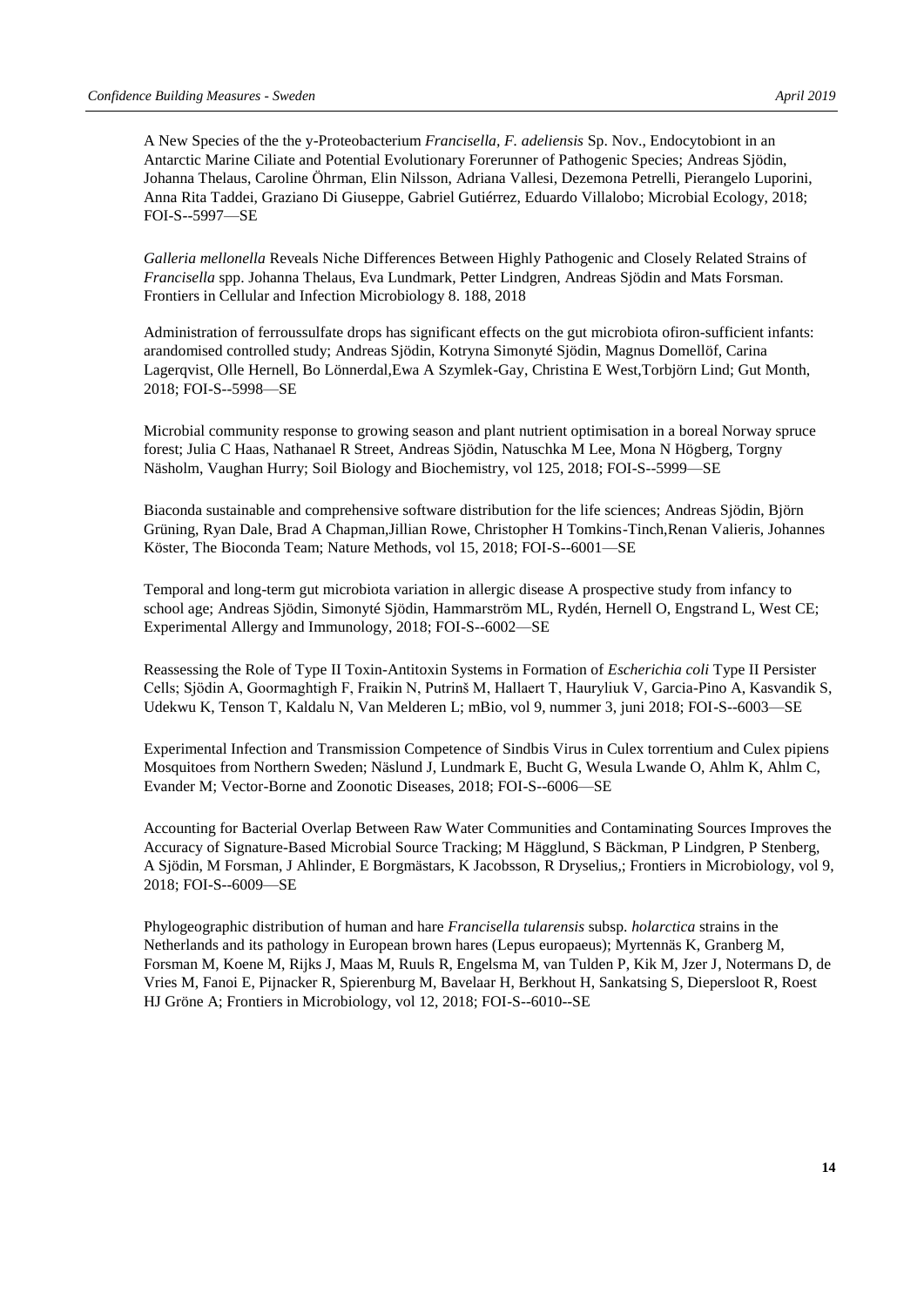A New Species of the the γ-Proteobacterium *Francisella, F. adeliensis* Sp. Nov., Endocytobiont in an Antarctic Marine Ciliate and Potential Evolutionary Forerunner of Pathogenic Species; Andreas Sjödin, Johanna Thelaus, Caroline Öhrman, Elin Nilsson, Adriana Vallesi, Dezemona Petrelli, Pierangelo Luporini, Anna Rita Taddei, Graziano Di Giuseppe, Gabriel Gutiérrez, Eduardo Villalobo; Microbial Ecology, 2018; FOI-S--5997—SE

*Galleria mellonella* Reveals Niche Differences Between Highly Pathogenic and Closely Related Strains of *Francisella* spp. Johanna Thelaus, Eva Lundmark, Petter Lindgren, Andreas Sjödin and Mats Forsman. Frontiers in Cellular and Infection Microbiology 8. 188, 2018

Administration of ferroussulfate drops has significant effects on the gut microbiota ofiron-sufficient infants: arandomised controlled study; Andreas Sjödin, Kotryna Simonyté Sjödin, Magnus Domellöf, Carina Lagerqvist, Olle Hernell, Bo Lönnerdal,Ewa A Szymlek-Gay, Christina E West,Torbjörn Lind; Gut Month, 2018; FOI-S--5998—SE

Microbial community response to growing season and plant nutrient optimisation in a boreal Norway spruce forest; Julia C Haas, Nathanael R Street, Andreas Sjödin, Natuschka M Lee, Mona N Högberg, Torgny Näsholm, Vaughan Hurry; Soil Biology and Biochemistry, vol 125, 2018; FOI-S--5999—SE

Biaconda sustainable and comprehensive software distribution for the life sciences; Andreas Sjödin, Björn Grüning, Ryan Dale, Brad A Chapman,Jillian Rowe, Christopher H Tomkins-Tinch,Renan Valieris, Johannes Köster, The Bioconda Team; Nature Methods, vol 15, 2018; FOI-S--6001—SE

Temporal and long-term gut microbiota variation in allergic disease A prospective study from infancy to school age; Andreas Sjödin, Simonyté Sjödin, Hammarström ML, Rydén, Hernell O, Engstrand L, West CE; Experimental Allergy and Immunology, 2018; FOI-S--6002—SE

Reassessing the Role of Type II Toxin-Antitoxin Systems in Formation of *Escherichia coli* Type II Persister Cells; Sjödin A, Goormaghtigh F, Fraikin N, Putrinš M, Hallaert T, Hauryliuk V, Garcia-Pino A, Kasvandik S, Udekwu K, Tenson T, Kaldalu N, Van Melderen L; mBio, vol 9, nummer 3, juni 2018; FOI-S--6003—SE

Experimental Infection and Transmission Competence of Sindbis Virus in Culex torrentium and Culex pipiens Mosquitoes from Northern Sweden; Näslund J, Lundmark E, Bucht G, Wesula Lwande O, Ahlm K, Ahlm C, Evander M; Vector-Borne and Zoonotic Diseases, 2018; FOI-S--6006—SE

Accounting for Bacterial Overlap Between Raw Water Communities and Contaminating Sources Improves the Accuracy of Signature-Based Microbial Source Tracking; M Hägglund, S Bäckman, P Lindgren, P Stenberg, A Sjödin, M Forsman, J Ahlinder, E Borgmästars, K Jacobsson, R Dryselius,; Frontiers in Microbiology, vol 9, 2018; FOI-S--6009—SE

Phylogeographic distribution of human and hare *Francisella tularensis* subsp. *holarctica* strains in the Netherlands and its pathology in European brown hares (Lepus europaeus); Myrtennäs K, Granberg M, Forsman M, Koene M, Rijks J, Maas M, Ruuls R, Engelsma M, van Tulden P, Kik M, Jzer J, Notermans D, de Vries M, Fanoi E, Pijnacker R, Spierenburg M, Bavelaar H, Berkhout H, Sankatsing S, Diepersloot R, Roest HJ Gröne A; Frontiers in Microbiology, vol 12, 2018; FOI-S--6010--SE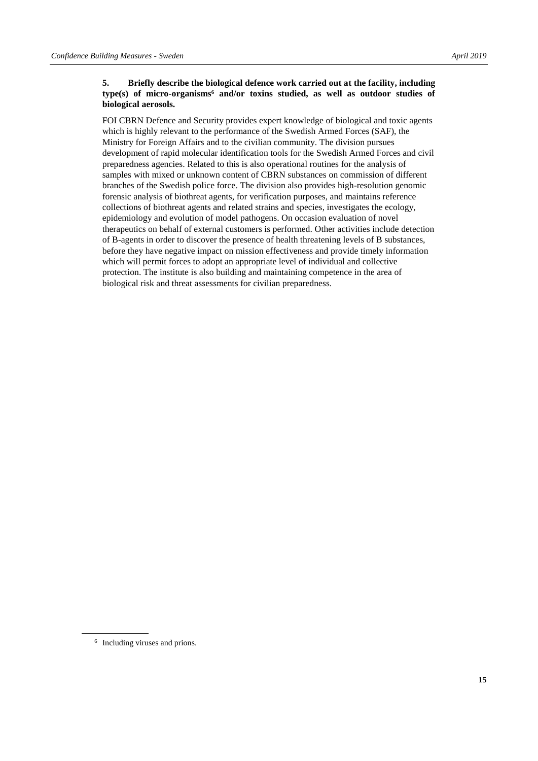**5. Briefly describe the biological defence work carried out at the facility, including type(s) of micro-organisms[6] and/or toxins studied, as well as outdoor studies of biological aerosols.**

FOI CBRN Defence and Security provides expert knowledge of biological and toxic agents which is highly relevant to the performance of the Swedish Armed Forces (SAF), the Ministry for Foreign Affairs and to the civilian community. The division pursues development of rapid molecular identification tools for the Swedish Armed Forces and civil preparedness agencies. Related to this is also operational routines for the analysis of samples with mixed or unknown content of CBRN substances on commission of different branches of the Swedish police force. The division also provides high-resolution genomic forensic analysis of biothreat agents, for verification purposes, and maintains reference collections of biothreat agents and related strains and species, investigates the ecology, epidemiology and evolution of model pathogens. On occasion evaluation of novel therapeutics on behalf of external customers is performed. Other activities include detection of B-agents in order to discover the presence of health threatening levels of B substances, before they have negative impact on mission effectiveness and provide timely information which will permit forces to adopt an appropriate level of individual and collective protection. The institute is also building and maintaining competence in the area of biological risk and threat assessments for civilian preparedness.

[6] Including viruses and prions.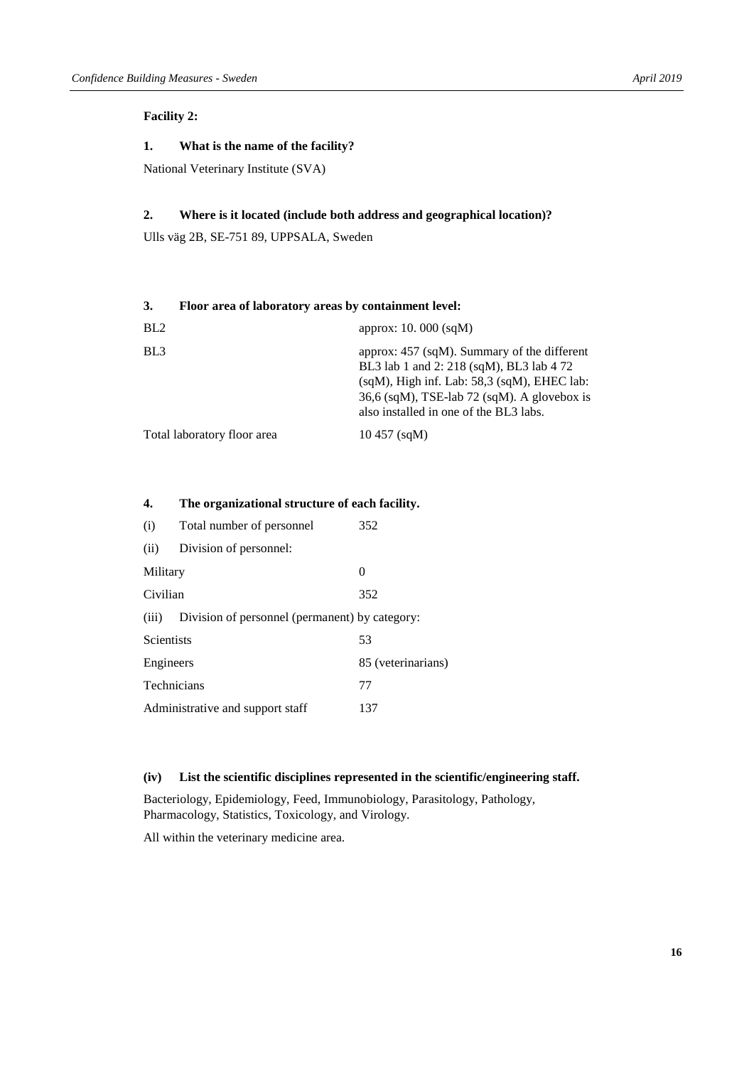**Facility 2:**

**1. What is the name of the facility?**

National Veterinary Institute (SVA)

**2. Where is it located (include both address and geographical location)?**

Ulls väg 2B, SE-751 89, UPPSALA, Sweden

**3. Floor area of laboratory areas by containment level:**

| | |
|---|---|
| BL2 | approx: 10. 000 (sqM) |
| BL3 | approx: 457 (sqM). Summary of the different BL3 lab 1 and 2: 218 (sqM), BL3 lab 4 72 (sqM), High inf. Lab: 58,3 (sqM), EHEC lab: 36,6 (sqM), TSE-lab 72 (sqM). A glovebox is also installed in one of the BL3 labs. |
| Total laboratory floor area | 10 457 (sqM) |

**4. The organizational structure of each facility.**

| | |
|---|---|
| (i) Total number of personnel | 352 |
| (ii) Division of personnel: | |
| Military | 0 |
| Civilian | 352 |
| (iii) Division of personnel (permanent) by category: | |
| Scientists | 53 |
| Engineers | 85 (veterinarians) |
| Technicians | 77 |
| Administrative and support staff | 137 |

**(iv) List the scientific disciplines represented in the scientific/engineering staff.**

Bacteriology, Epidemiology, Feed, Immunobiology, Parasitology, Pathology, Pharmacology, Statistics, Toxicology, and Virology.

All within the veterinary medicine area.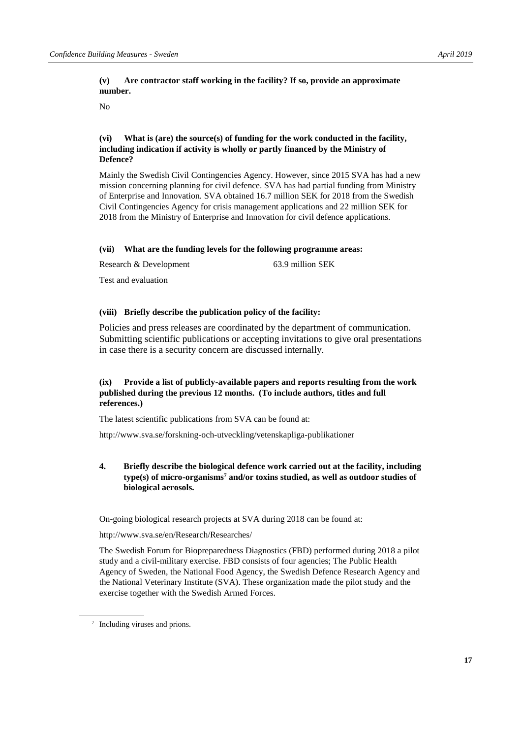**(v) Are contractor staff working in the facility? If so, provide an approximate number.**

No

**(vi) What is (are) the source(s) of funding for the work conducted in the facility, including indication if activity is wholly or partly financed by the Ministry of Defence?**

Mainly the Swedish Civil Contingencies Agency. However, since 2015 SVA has had a new mission concerning planning for civil defence. SVA has had partial funding from Ministry of Enterprise and Innovation. SVA obtained 16.7 million SEK for 2018 from the Swedish Civil Contingencies Agency for crisis management applications and 22 million SEK for 2018 from the Ministry of Enterprise and Innovation for civil defence applications.

**(vii) What are the funding levels for the following programme areas:**

| | |
|---|---|
| Research & Development | 63.9 million SEK |
| Test and evaluation | |

**(viii) Briefly describe the publication policy of the facility:**

Policies and press releases are coordinated by the department of communication. Submitting scientific publications or accepting invitations to give oral presentations in case there is a security concern are discussed internally.

**(ix) Provide a list of publicly-available papers and reports resulting from the work published during the previous 12 months. (To include authors, titles and full references.)**

The latest scientific publications from SVA can be found at:

http://www.sva.se/forskning-och-utveckling/vetenskapliga-publikationer

**4. Briefly describe the biological defence work carried out at the facility, including type(s) of micro-organisms[7] and/or toxins studied, as well as outdoor studies of biological aerosols.**

On-going biological research projects at SVA during 2018 can be found at:

http://www.sva.se/en/Research/Researches/

The Swedish Forum for Biopreparedness Diagnostics (FBD) performed during 2018 a pilot study and a civil-military exercise. FBD consists of four agencies; The Public Health Agency of Sweden, the National Food Agency, the Swedish Defence Research Agency and the National Veterinary Institute (SVA). These organization made the pilot study and the exercise together with the Swedish Armed Forces.

[7] Including viruses and prions.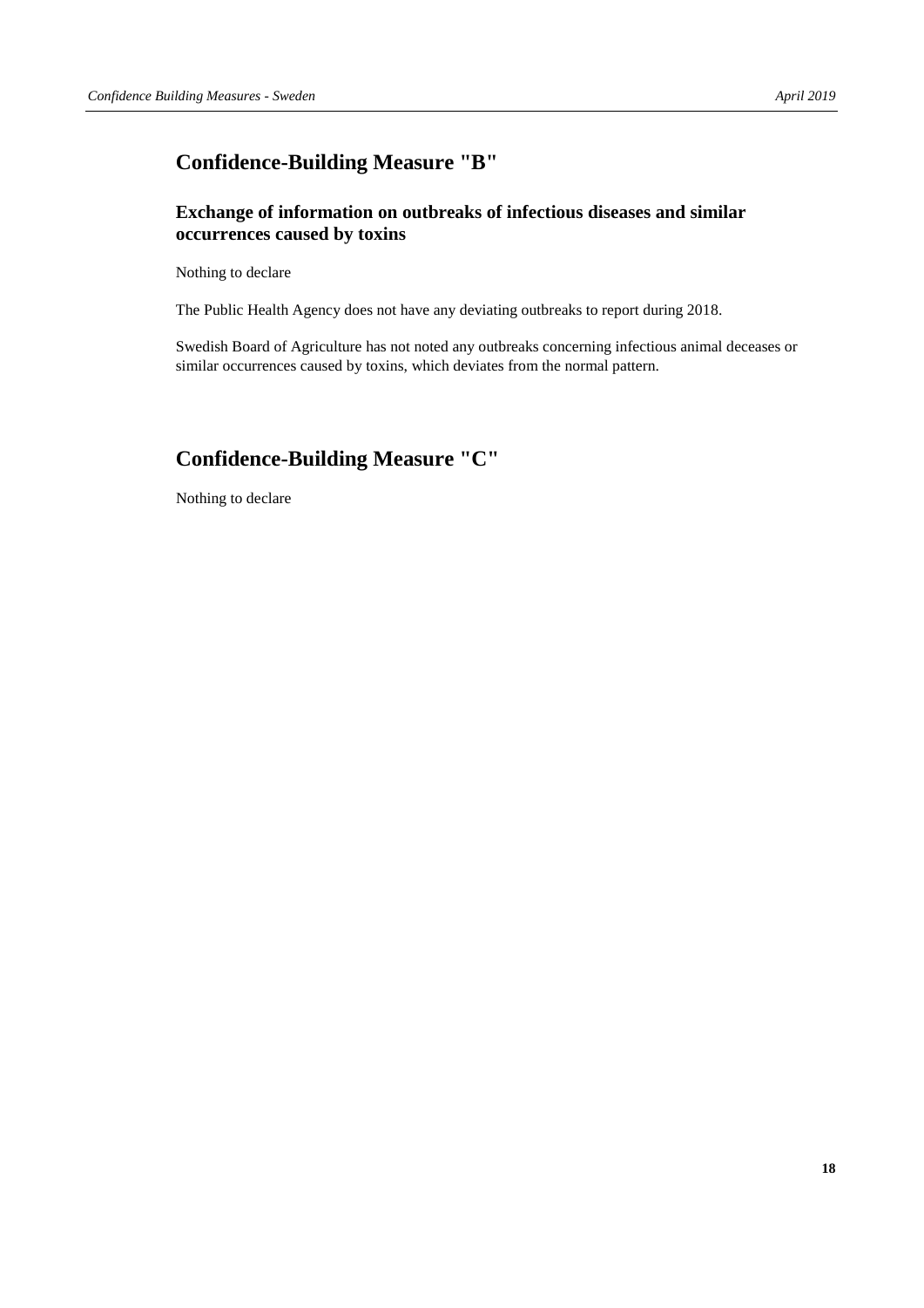## Confidence-Building Measure "B"

### Exchange of information on outbreaks of infectious diseases and similar occurrences caused by toxins

Nothing to declare

The Public Health Agency does not have any deviating outbreaks to report during 2018.

Swedish Board of Agriculture has not noted any outbreaks concerning infectious animal deceases or similar occurrences caused by toxins, which deviates from the normal pattern.

## Confidence-Building Measure "C"

Nothing to declare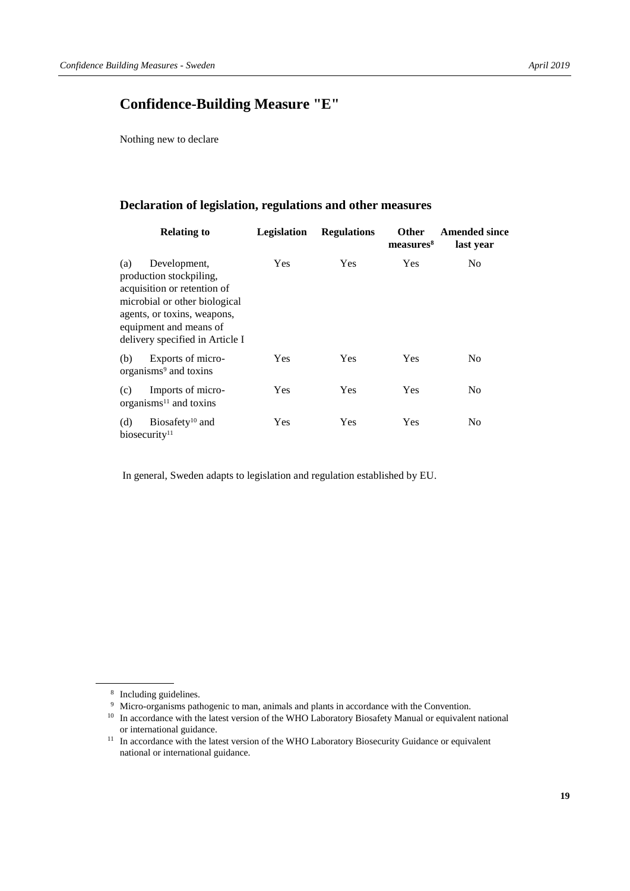## Confidence-Building Measure "E"

Nothing new to declare

### Declaration of legislation, regulations and other measures

| Relating to | Legislation | Regulations | Other measures[8] | Amended since last year |
|---|---|---|---|---|
| (a) Development, production stockpiling, acquisition or retention of microbial or other biological agents, or toxins, weapons, equipment and means of delivery specified in Article I | Yes | Yes | Yes | No |
| (b) Exports of micro-organisms[9] and toxins | Yes | Yes | Yes | No |
| (c) Imports of micro-organisms[11] and toxins | Yes | Yes | Yes | No |
| (d) Biosafety[10] and biosecurity[11] | Yes | Yes | Yes | No |

In general, Sweden adapts to legislation and regulation established by EU.

[8] Including guidelines.

[9] Micro-organisms pathogenic to man, animals and plants in accordance with the Convention.

[10] In accordance with the latest version of the WHO Laboratory Biosafety Manual or equivalent national or international guidance.

[11] In accordance with the latest version of the WHO Laboratory Biosecurity Guidance or equivalent national or international guidance.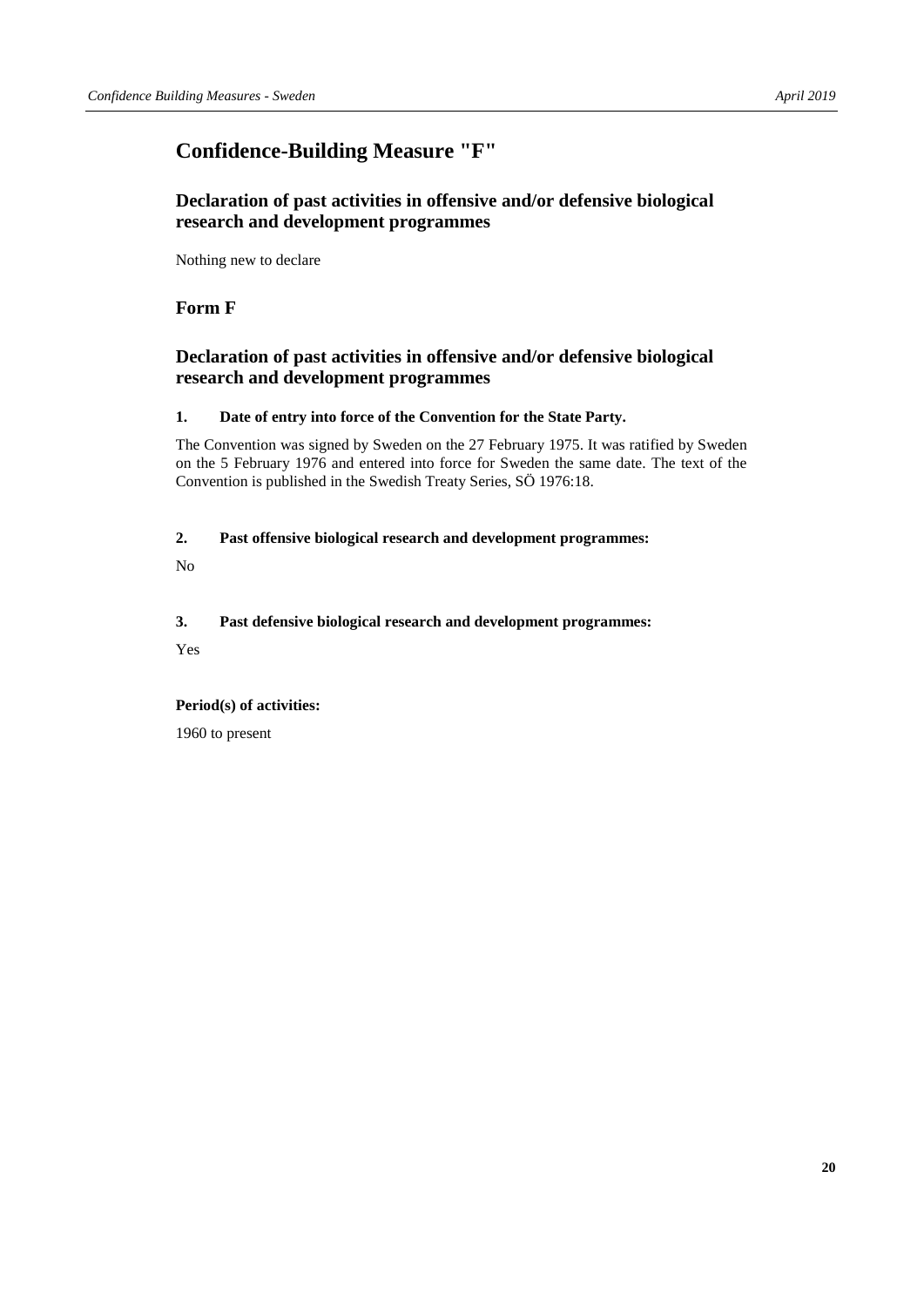## Confidence-Building Measure "F"

### Declaration of past activities in offensive and/or defensive biological research and development programmes

Nothing new to declare

### Form F

### Declaration of past activities in offensive and/or defensive biological research and development programmes

**1. Date of entry into force of the Convention for the State Party.**

The Convention was signed by Sweden on the 27 February 1975. It was ratified by Sweden on the 5 February 1976 and entered into force for Sweden the same date. The text of the Convention is published in the Swedish Treaty Series, SÖ 1976:18.

**2. Past offensive biological research and development programmes:**

No

**3. Past defensive biological research and development programmes:**

Yes

**Period(s) of activities:**

1960 to present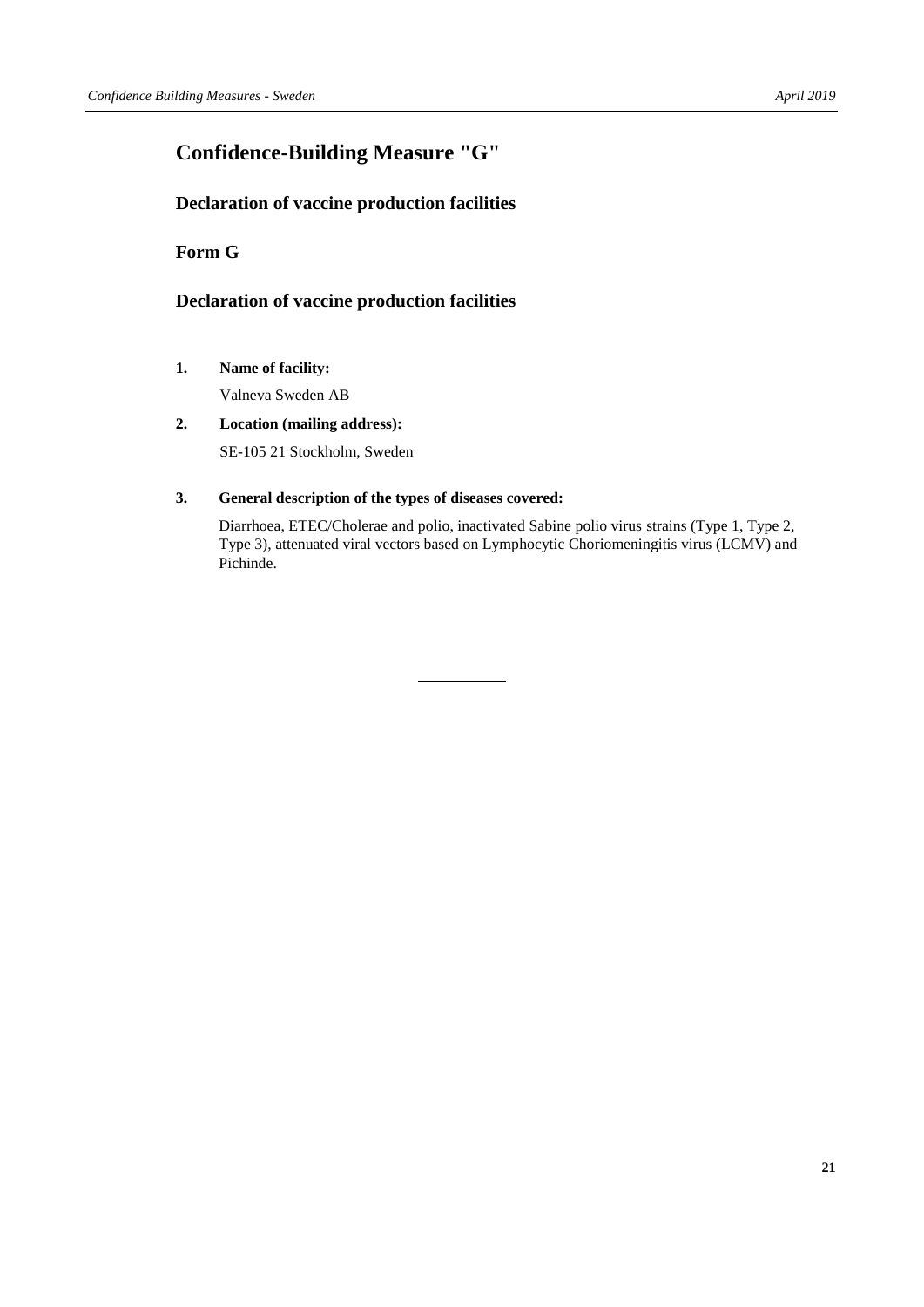## Confidence-Building Measure "G"

### Declaration of vaccine production facilities

### Form G

### Declaration of vaccine production facilities

1. **Name of facility:**

   Valneva Sweden AB

2. **Location (mailing address):**

   SE-105 21 Stockholm, Sweden

3. **General description of the types of diseases covered:**

   Diarrhoea, ETEC/Cholerae and polio, inactivated Sabine polio virus strains (Type 1, Type 2, Type 3), attenuated viral vectors based on Lymphocytic Choriomeningitis virus (LCMV) and Pichinde.